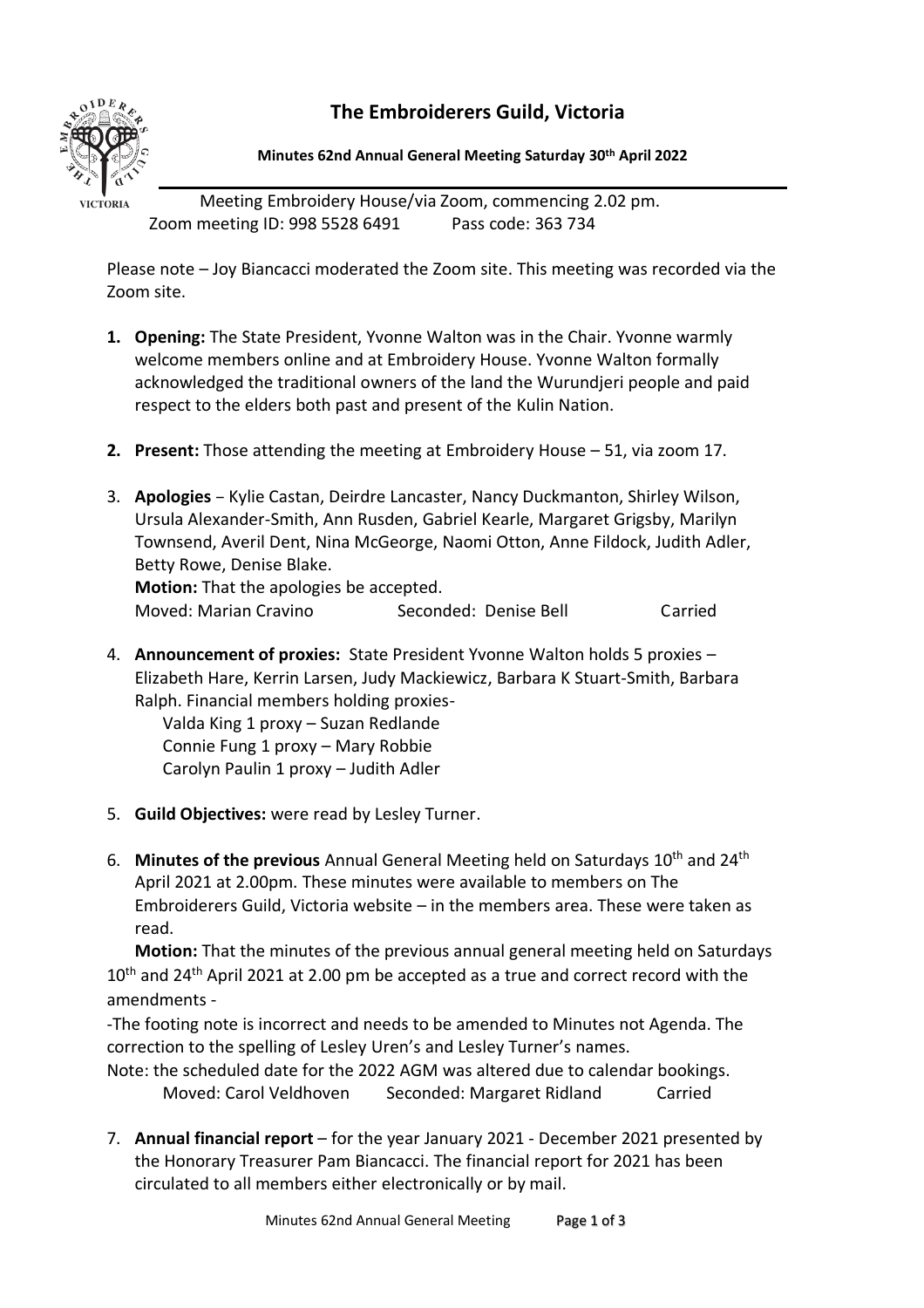# The Embroiderers Guild, Victoria

**Minutes 62nd Annual General Meeting Saturday 30th April 2022**

Meeting Embroidery House/via Zoom, commencing 2.02 pm.
Zoom meeting ID: 998 5528 6491 Pass code: 363 734

Please note – Joy Biancacci moderated the Zoom site. This meeting was recorded via the Zoom site.

1. **Opening:** The State President, Yvonne Walton was in the Chair. Yvonne warmly welcome members online and at Embroidery House. Yvonne Walton formally acknowledged the traditional owners of the land the Wurundjeri people and paid respect to the elders both past and present of the Kulin Nation.

2. **Present:** Those attending the meeting at Embroidery House – 51, via zoom 17.

3. **Apologies** – Kylie Castan, Deirdre Lancaster, Nancy Duckmanton, Shirley Wilson, Ursula Alexander-Smith, Ann Rusden, Gabriel Kearle, Margaret Grigsby, Marilyn Townsend, Averil Dent, Nina McGeorge, Naomi Otton, Anne Fildock, Judith Adler, Betty Rowe, Denise Blake.
   **Motion:** That the apologies be accepted.
   Moved: Marian Cravino Seconded: Denise Bell Carried

4. **Announcement of proxies:** State President Yvonne Walton holds 5 proxies – Elizabeth Hare, Kerrin Larsen, Judy Mackiewicz, Barbara K Stuart-Smith, Barbara Ralph. Financial members holding proxies-
   Valda King 1 proxy – Suzan Redlande
   Connie Fung 1 proxy – Mary Robbie
   Carolyn Paulin 1 proxy – Judith Adler

5. **Guild Objectives:** were read by Lesley Turner.

6. **Minutes of the previous** Annual General Meeting held on Saturdays 10th and 24th April 2021 at 2.00pm. These minutes were available to members on The Embroiderers Guild, Victoria website – in the members area. These were taken as read.
   **Motion:** That the minutes of the previous annual general meeting held on Saturdays 10th and 24th April 2021 at 2.00 pm be accepted as a true and correct record with the amendments -
   -The footing note is incorrect and needs to be amended to Minutes not Agenda. The correction to the spelling of Lesley Uren's and Lesley Turner's names.
   Note: the scheduled date for the 2022 AGM was altered due to calendar bookings.
   Moved: Carol Veldhoven Seconded: Margaret Ridland Carried

7. **Annual financial report** – for the year January 2021 - December 2021 presented by the Honorary Treasurer Pam Biancacci. The financial report for 2021 has been circulated to all members either electronically or by mail.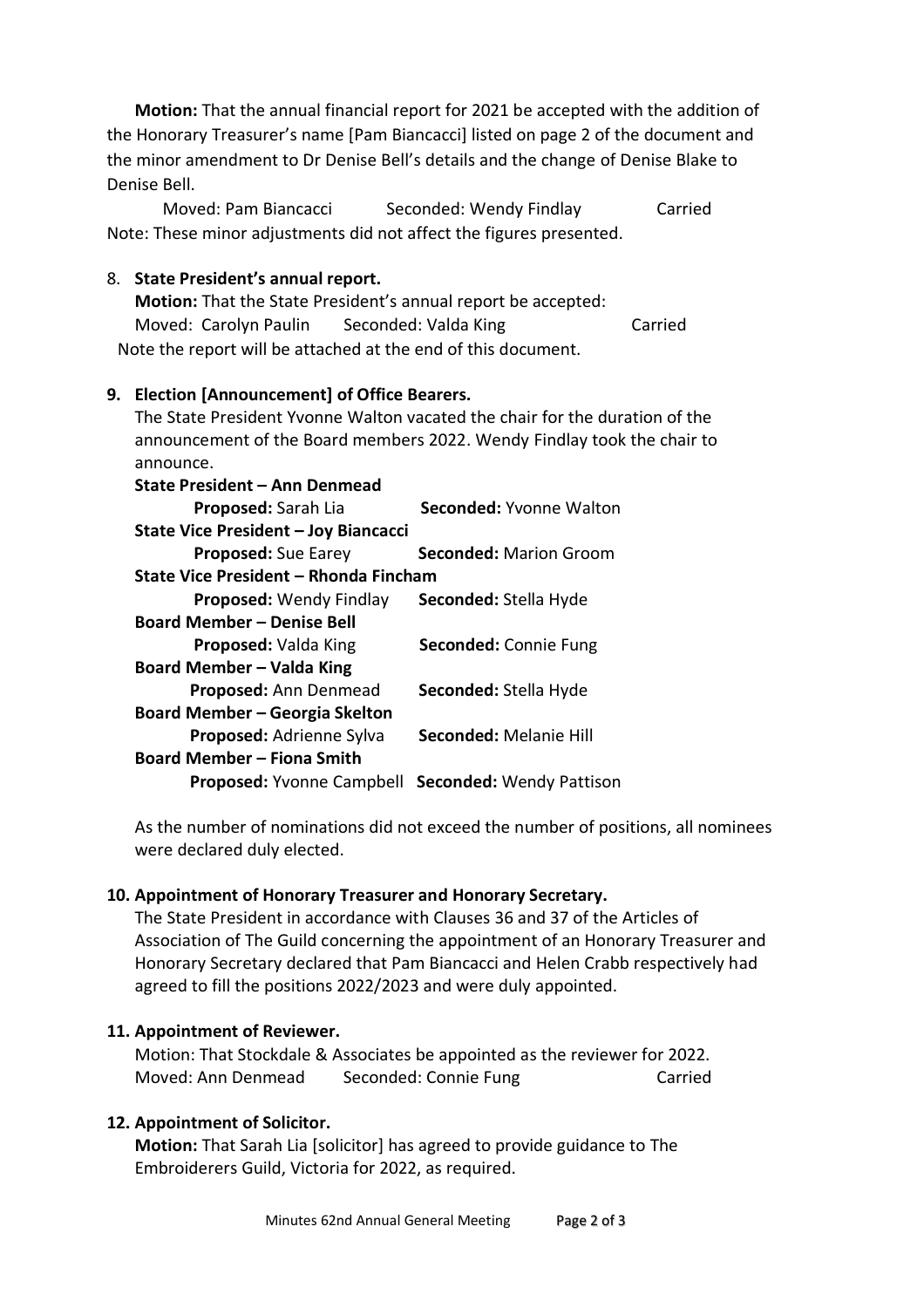**Motion:** That the annual financial report for 2021 be accepted with the addition of the Honorary Treasurer's name [Pam Biancacci] listed on page 2 of the document and the minor amendment to Dr Denise Bell's details and the change of Denise Blake to Denise Bell.

Moved: Pam Biancacci Seconded: Wendy Findlay Carried

Note: These minor adjustments did not affect the figures presented.

8. **State President's annual report.**

   **Motion:** That the State President's annual report be accepted:

   Moved: Carolyn Paulin Seconded: Valda King Carried

   Note the report will be attached at the end of this document.

**9. Election [Announcement] of Office Bearers.**

The State President Yvonne Walton vacated the chair for the duration of the announcement of the Board members 2022. Wendy Findlay took the chair to announce.

**State President – Ann Denmead**
**Proposed:** Sarah Lia **Seconded:** Yvonne Walton

**State Vice President – Joy Biancacci**
**Proposed:** Sue Earey **Seconded:** Marion Groom

**State Vice President – Rhonda Fincham**
**Proposed:** Wendy Findlay **Seconded:** Stella Hyde

**Board Member – Denise Bell**
**Proposed:** Valda King **Seconded:** Connie Fung

**Board Member – Valda King**
**Proposed:** Ann Denmead **Seconded:** Stella Hyde

**Board Member – Georgia Skelton**
**Proposed:** Adrienne Sylva **Seconded:** Melanie Hill

**Board Member – Fiona Smith**
**Proposed:** Yvonne Campbell **Seconded:** Wendy Pattison

As the number of nominations did not exceed the number of positions, all nominees were declared duly elected.

**10. Appointment of Honorary Treasurer and Honorary Secretary.**

The State President in accordance with Clauses 36 and 37 of the Articles of Association of The Guild concerning the appointment of an Honorary Treasurer and Honorary Secretary declared that Pam Biancacci and Helen Crabb respectively had agreed to fill the positions 2022/2023 and were duly appointed.

**11. Appointment of Reviewer.**

Motion: That Stockdale & Associates be appointed as the reviewer for 2022.

Moved: Ann Denmead Seconded: Connie Fung Carried

**12. Appointment of Solicitor.**

**Motion:** That Sarah Lia [solicitor] has agreed to provide guidance to The Embroiderers Guild, Victoria for 2022, as required.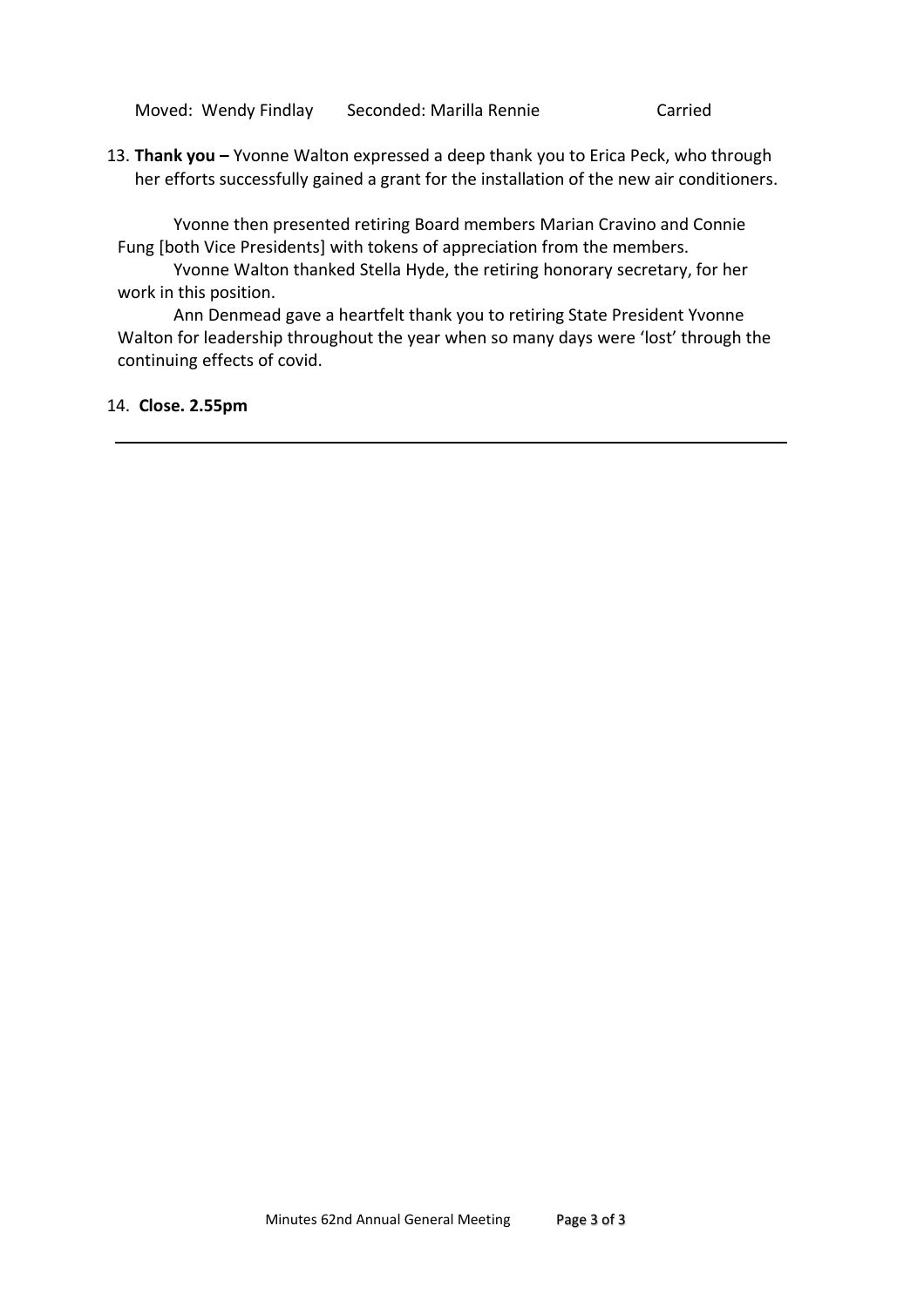Moved: Wendy Findlay    Seconded: Marilla Rennie    Carried

13. **Thank you –** Yvonne Walton expressed a deep thank you to Erica Peck, who through her efforts successfully gained a grant for the installation of the new air conditioners.

Yvonne then presented retiring Board members Marian Cravino and Connie Fung [both Vice Presidents] with tokens of appreciation from the members.

Yvonne Walton thanked Stella Hyde, the retiring honorary secretary, for her work in this position.

Ann Denmead gave a heartfelt thank you to retiring State President Yvonne Walton for leadership throughout the year when so many days were 'lost' through the continuing effects of covid.

14. **Close. 2.55pm**

---